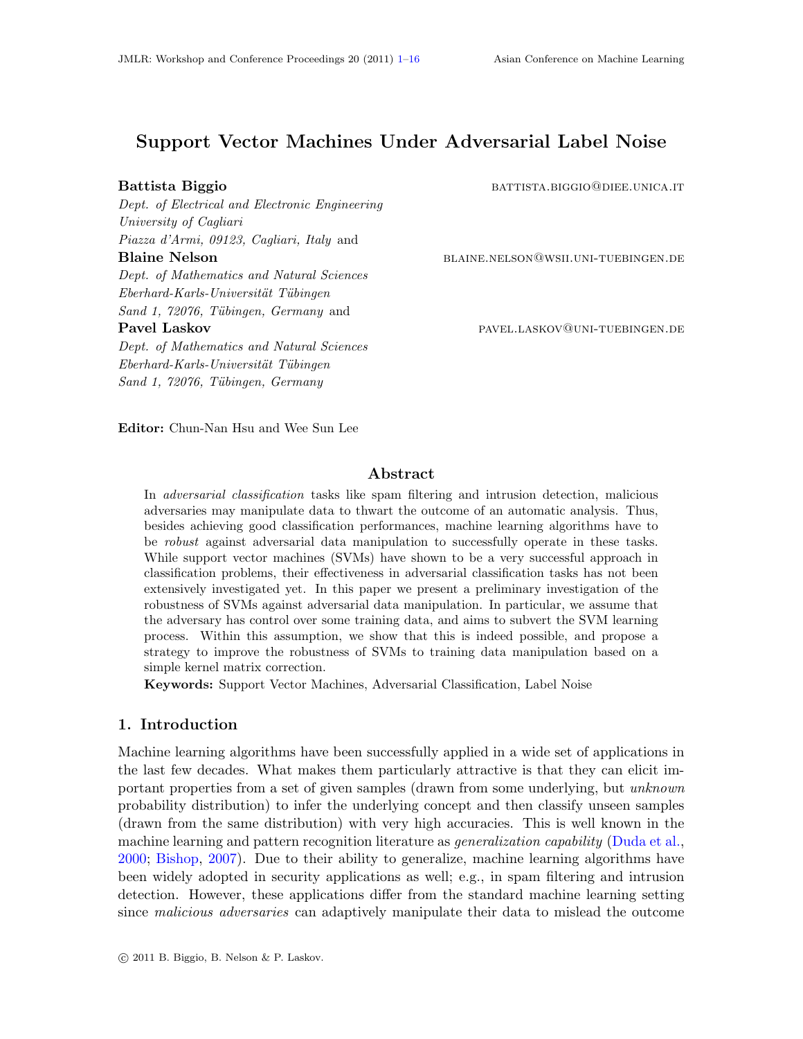# Support Vector Machines Under Adversarial Label Noise

**Battista Biggio** battista.biggio@diee.unica.it

*Dept. of Electrical and Electronic Engineering*
*University of Cagliari*
*Piazza d'Armi, 09123, Cagliari, Italy* and

**Blaine Nelson** blaine.nelson@wsii.uni-tuebingen.de

*Dept. of Mathematics and Natural Sciences*
*Eberhard-Karls-Universität Tübingen*
*Sand 1, 72076, Tübingen, Germany* and

**Pavel Laskov** pavel.laskov@uni-tuebingen.de

*Dept. of Mathematics and Natural Sciences*
*Eberhard-Karls-Universität Tübingen*
*Sand 1, 72076, Tübingen, Germany*

**Editor:** Chun-Nan Hsu and Wee Sun Lee

## Abstract

In *adversarial classification* tasks like spam filtering and intrusion detection, malicious adversaries may manipulate data to thwart the outcome of an automatic analysis. Thus, besides achieving good classification performances, machine learning algorithms have to be *robust* against adversarial data manipulation to successfully operate in these tasks. While support vector machines (SVMs) have shown to be a very successful approach in classification problems, their effectiveness in adversarial classification tasks has not been extensively investigated yet. In this paper we present a preliminary investigation of the robustness of SVMs against adversarial data manipulation. In particular, we assume that the adversary has control over some training data, and aims to subvert the SVM learning process. Within this assumption, we show that this is indeed possible, and propose a strategy to improve the robustness of SVMs to training data manipulation based on a simple kernel matrix correction.

**Keywords:** Support Vector Machines, Adversarial Classification, Label Noise

## 1. Introduction

Machine learning algorithms have been successfully applied in a wide set of applications in the last few decades. What makes them particularly attractive is that they can elicit important properties from a set of given samples (drawn from some underlying, but *unknown* probability distribution) to infer the underlying concept and then classify unseen samples (drawn from the same distribution) with very high accuracies. This is well known in the machine learning and pattern recognition literature as *generalization capability* (Duda et al., 2000; Bishop, 2007). Due to their ability to generalize, machine learning algorithms have been widely adopted in security applications as well; e.g., in spam filtering and intrusion detection. However, these applications differ from the standard machine learning setting since *malicious adversaries* can adaptively manipulate their data to mislead the outcome

© 2011 B. Biggio, B. Nelson & P. Laskov.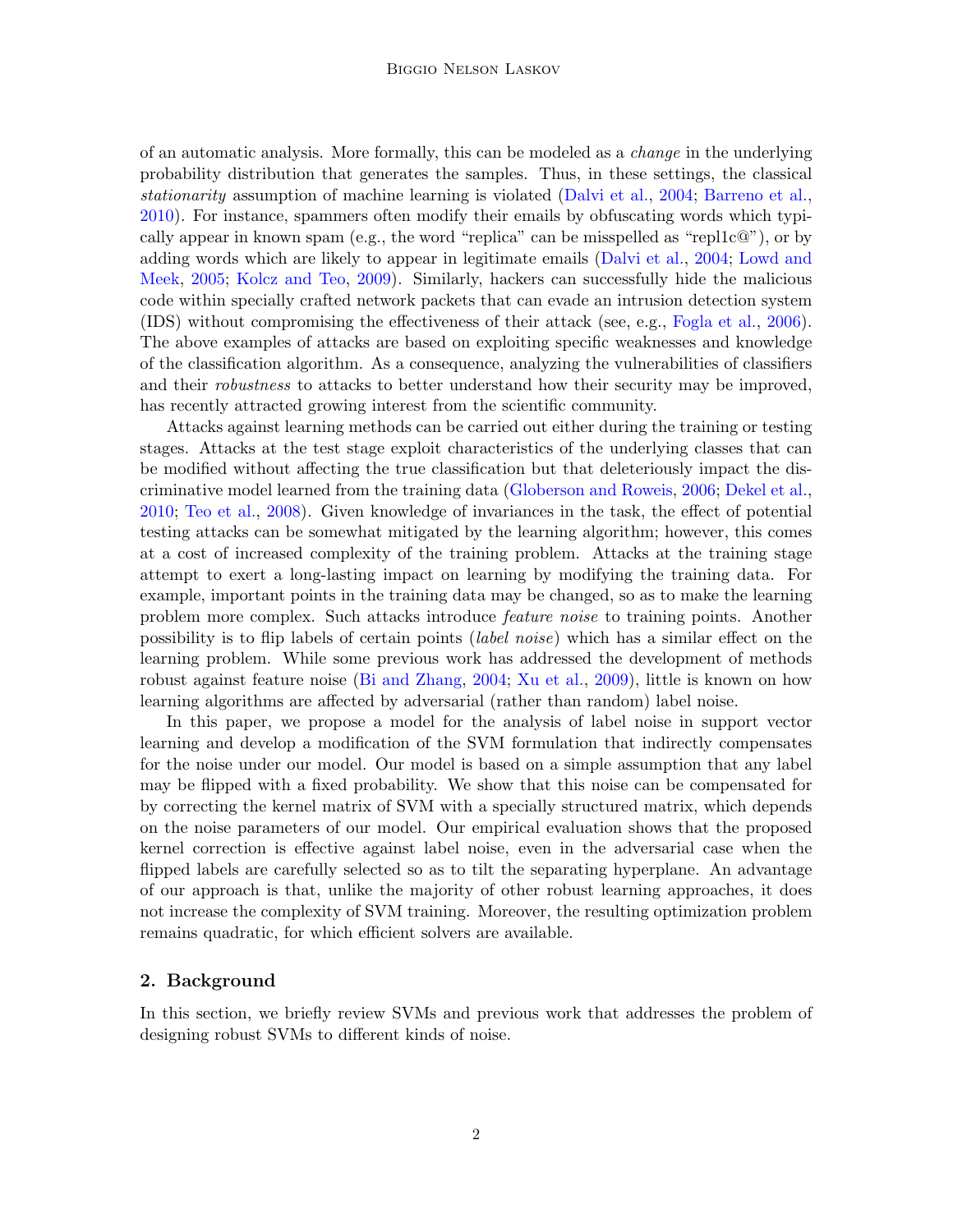of an automatic analysis. More formally, this can be modeled as a *change* in the underlying probability distribution that generates the samples. Thus, in these settings, the classical *stationarity* assumption of machine learning is violated (Dalvi et al., 2004; Barreno et al., 2010). For instance, spammers often modify their emails by obfuscating words which typically appear in known spam (e.g., the word "replica" can be misspelled as "repl1c@"), or by adding words which are likely to appear in legitimate emails (Dalvi et al., 2004; Lowd and Meek, 2005; Kolcz and Teo, 2009). Similarly, hackers can successfully hide the malicious code within specially crafted network packets that can evade an intrusion detection system (IDS) without compromising the effectiveness of their attack (see, e.g., Fogla et al., 2006). The above examples of attacks are based on exploiting specific weaknesses and knowledge of the classification algorithm. As a consequence, analyzing the vulnerabilities of classifiers and their *robustness* to attacks to better understand how their security may be improved, has recently attracted growing interest from the scientific community.

Attacks against learning methods can be carried out either during the training or testing stages. Attacks at the test stage exploit characteristics of the underlying classes that can be modified without affecting the true classification but that deleteriously impact the discriminative model learned from the training data (Globerson and Roweis, 2006; Dekel et al., 2010; Teo et al., 2008). Given knowledge of invariances in the task, the effect of potential testing attacks can be somewhat mitigated by the learning algorithm; however, this comes at a cost of increased complexity of the training problem. Attacks at the training stage attempt to exert a long-lasting impact on learning by modifying the training data. For example, important points in the training data may be changed, so as to make the learning problem more complex. Such attacks introduce *feature noise* to training points. Another possibility is to flip labels of certain points (*label noise*) which has a similar effect on the learning problem. While some previous work has addressed the development of methods robust against feature noise (Bi and Zhang, 2004; Xu et al., 2009), little is known on how learning algorithms are affected by adversarial (rather than random) label noise.

In this paper, we propose a model for the analysis of label noise in support vector learning and develop a modification of the SVM formulation that indirectly compensates for the noise under our model. Our model is based on a simple assumption that any label may be flipped with a fixed probability. We show that this noise can be compensated for by correcting the kernel matrix of SVM with a specially structured matrix, which depends on the noise parameters of our model. Our empirical evaluation shows that the proposed kernel correction is effective against label noise, even in the adversarial case when the flipped labels are carefully selected so as to tilt the separating hyperplane. An advantage of our approach is that, unlike the majority of other robust learning approaches, it does not increase the complexity of SVM training. Moreover, the resulting optimization problem remains quadratic, for which efficient solvers are available.

## 2. Background

In this section, we briefly review SVMs and previous work that addresses the problem of designing robust SVMs to different kinds of noise.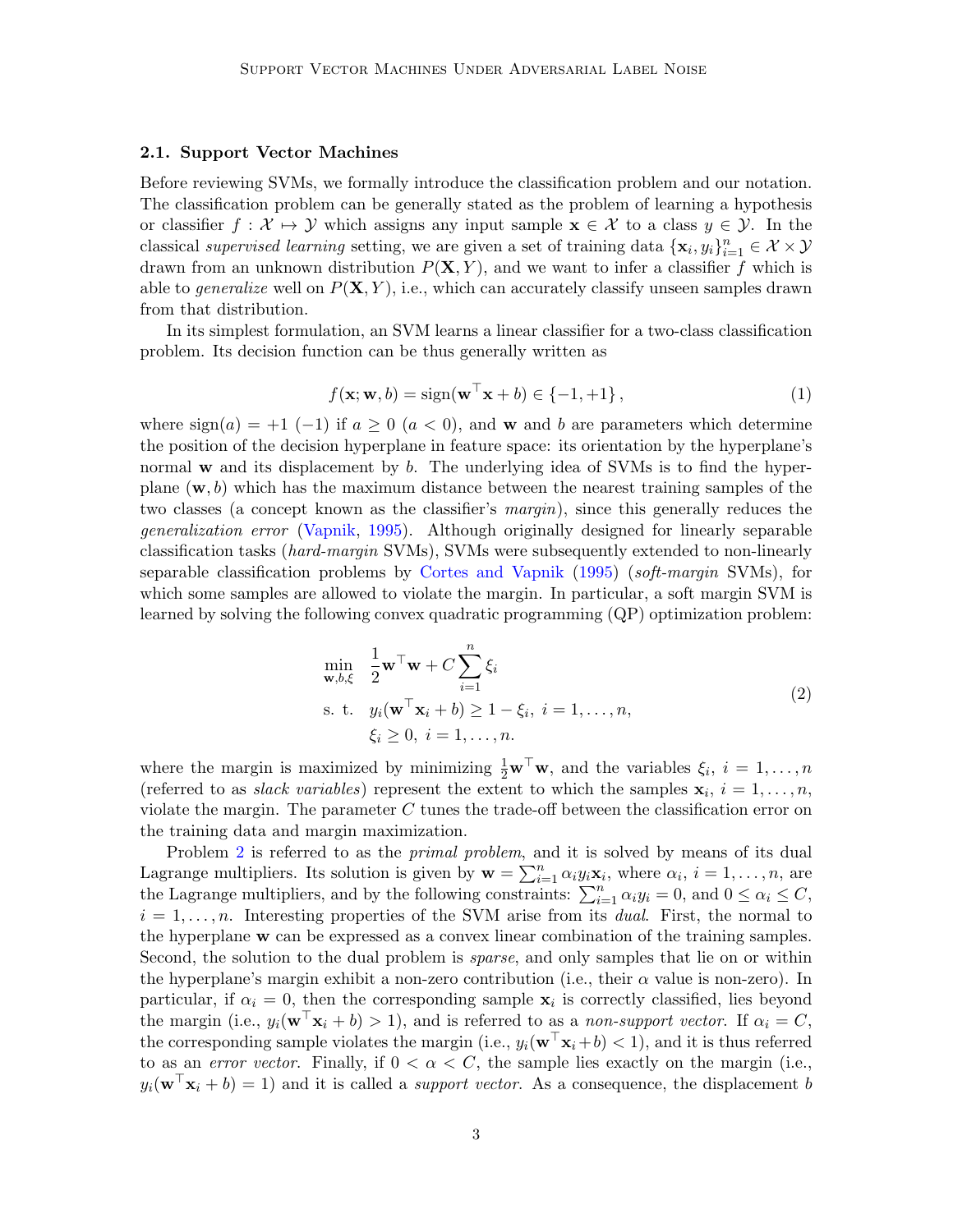### 2.1. Support Vector Machines

Before reviewing SVMs, we formally introduce the classification problem and our notation. The classification problem can be generally stated as the problem of learning a hypothesis or classifier $f : \mathcal{X} \mapsto \mathcal{Y}$ which assigns any input sample $\mathbf{x} \in \mathcal{X}$ to a class $y \in \mathcal{Y}$. In the classical *supervised learning* setting, we are given a set of training data $\{\mathbf{x}_i, y_i\}_{i=1}^n \in \mathcal{X} \times \mathcal{Y}$ drawn from an unknown distribution $P(\mathbf{X}, Y)$, and we want to infer a classifier $f$ which is able to *generalize* well on $P(\mathbf{X}, Y)$, i.e., which can accurately classify unseen samples drawn from that distribution.

In its simplest formulation, an SVM learns a linear classifier for a two-class classification problem. Its decision function can be thus generally written as

$$f(\mathbf{x}; \mathbf{w}, b) = \text{sign}(\mathbf{w}^\top \mathbf{x} + b) \in \{-1, +1\}, \tag{1}$$

where $\text{sign}(a) = +1$ $(-1)$ if $a \geq 0$ $(a < 0)$, and $\mathbf{w}$ and $b$ are parameters which determine the position of the decision hyperplane in feature space: its orientation by the hyperplane's normal $\mathbf{w}$ and its displacement by $b$. The underlying idea of SVMs is to find the hyperplane $(\mathbf{w}, b)$ which has the maximum distance between the nearest training samples of the two classes (a concept known as the classifier's *margin*), since this generally reduces the *generalization error* (Vapnik, 1995). Although originally designed for linearly separable classification tasks (*hard-margin* SVMs), SVMs were subsequently extended to non-linearly separable classification problems by Cortes and Vapnik (1995) (*soft-margin* SVMs), for which some samples are allowed to violate the margin. In particular, a soft margin SVM is learned by solving the following convex quadratic programming (QP) optimization problem:

$$\begin{aligned} \min_{\mathbf{w}, b, \xi} \quad & \frac{1}{2}\mathbf{w}^\top \mathbf{w} + C \sum_{i=1}^{n} \xi_i \\ \text{s. t.} \quad & y_i(\mathbf{w}^\top \mathbf{x}_i + b) \geq 1 - \xi_i, \; i = 1, \ldots, n, \\ & \xi_i \geq 0, \; i = 1, \ldots, n. \end{aligned} \tag{2}$$

where the margin is maximized by minimizing $\frac{1}{2}\mathbf{w}^\top \mathbf{w}$, and the variables $\xi_i$, $i = 1, \ldots, n$ (referred to as *slack variables*) represent the extent to which the samples $\mathbf{x}_i$, $i = 1, \ldots, n$, violate the margin. The parameter $C$ tunes the trade-off between the classification error on the training data and margin maximization.

Problem 2 is referred to as the *primal problem*, and it is solved by means of its dual Lagrange multipliers. Its solution is given by $\mathbf{w} = \sum_{i=1}^n \alpha_i y_i \mathbf{x}_i$, where $\alpha_i$, $i = 1, \ldots, n$, are the Lagrange multipliers, and by the following constraints: $\sum_{i=1}^n \alpha_i y_i = 0$, and $0 \leq \alpha_i \leq C$, $i = 1, \ldots, n$. Interesting properties of the SVM arise from its *dual*. First, the normal to the hyperplane $\mathbf{w}$ can be expressed as a convex linear combination of the training samples. Second, the solution to the dual problem is *sparse*, and only samples that lie on or within the hyperplane's margin exhibit a non-zero contribution (i.e., their $\alpha$ value is non-zero). In particular, if $\alpha_i = 0$, then the corresponding sample $\mathbf{x}_i$ is correctly classified, lies beyond the margin (i.e., $y_i(\mathbf{w}^\top \mathbf{x}_i + b) > 1$), and is referred to as a *non-support vector*. If $\alpha_i = C$, the corresponding sample violates the margin (i.e., $y_i(\mathbf{w}^\top \mathbf{x}_i + b) < 1$), and it is thus referred to as an *error vector*. Finally, if $0 < \alpha < C$, the sample lies exactly on the margin (i.e., $y_i(\mathbf{w}^\top \mathbf{x}_i + b) = 1$) and it is called a *support vector*. As a consequence, the displacement $b$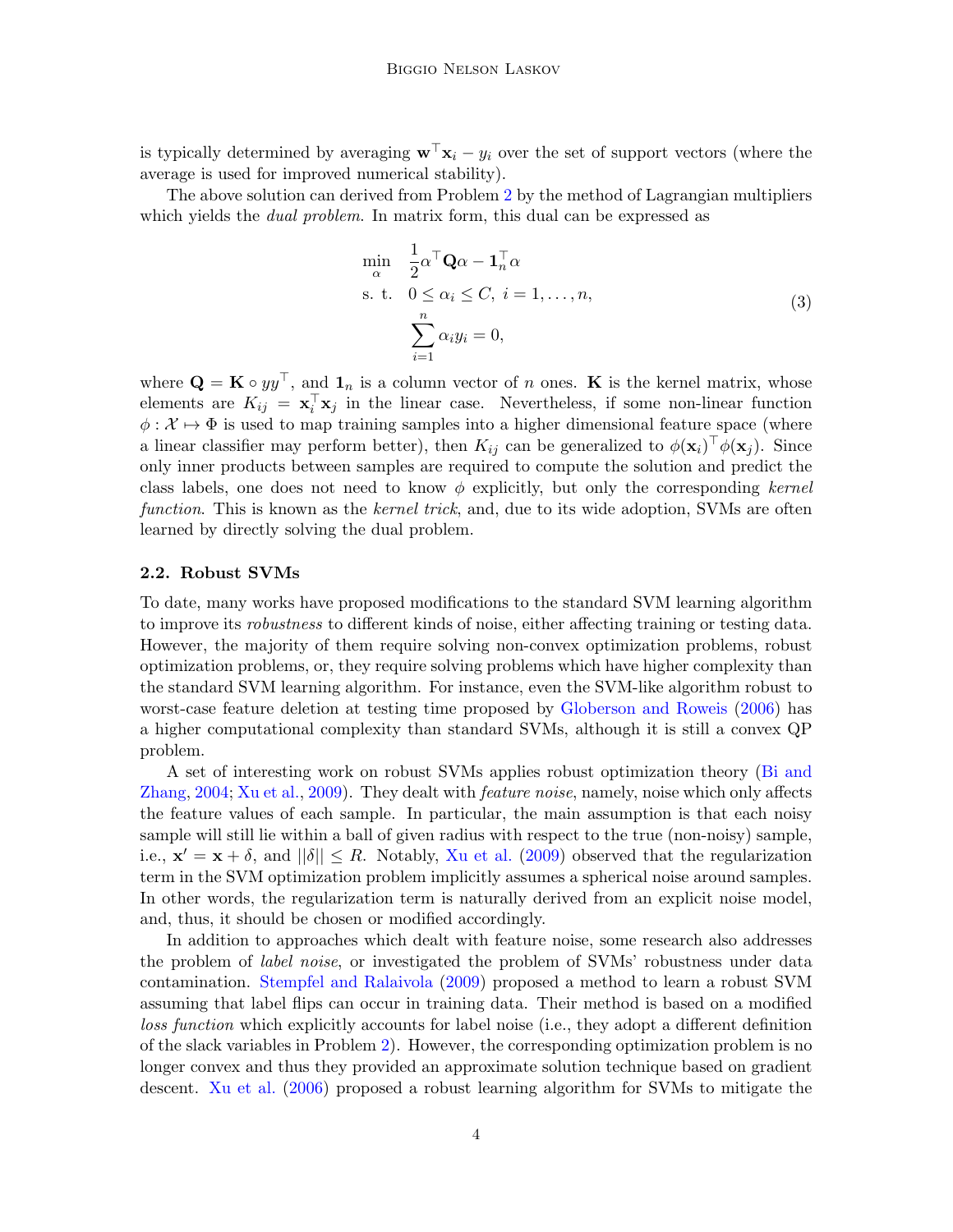is typically determined by averaging $\mathbf{w}^\top \mathbf{x}_i - y_i$ over the set of support vectors (where the average is used for improved numerical stability).

The above solution can derived from Problem 2 by the method of Lagrangian multipliers which yields the *dual problem*. In matrix form, this dual can be expressed as

$$
\begin{aligned}
\min_{\alpha} \quad & \frac{1}{2}\alpha^\top \mathbf{Q} \alpha - \mathbf{1}_n^\top \alpha \\
\text{s. t.} \quad & 0 \leq \alpha_i \leq C, \; i = 1, \ldots, n, \\
& \sum_{i=1}^{n} \alpha_i y_i = 0,
\end{aligned}
\tag{3}
$$

where $\mathbf{Q} = \mathbf{K} \circ yy^\top$, and $\mathbf{1}_n$ is a column vector of $n$ ones. $\mathbf{K}$ is the kernel matrix, whose elements are $K_{ij} = \mathbf{x}_i^\top \mathbf{x}_j$ in the linear case. Nevertheless, if some non-linear function $\phi : \mathcal{X} \mapsto \Phi$ is used to map training samples into a higher dimensional feature space (where a linear classifier may perform better), then $K_{ij}$ can be generalized to $\phi(\mathbf{x}_i)^\top \phi(\mathbf{x}_j)$. Since only inner products between samples are required to compute the solution and predict the class labels, one does not need to know $\phi$ explicitly, but only the corresponding *kernel function*. This is known as the *kernel trick*, and, due to its wide adoption, SVMs are often learned by directly solving the dual problem.

### 2.2. Robust SVMs

To date, many works have proposed modifications to the standard SVM learning algorithm to improve its *robustness* to different kinds of noise, either affecting training or testing data. However, the majority of them require solving non-convex optimization problems, robust optimization problems, or, they require solving problems which have higher complexity than the standard SVM learning algorithm. For instance, even the SVM-like algorithm robust to worst-case feature deletion at testing time proposed by Globerson and Roweis (2006) has a higher computational complexity than standard SVMs, although it is still a convex QP problem.

A set of interesting work on robust SVMs applies robust optimization theory (Bi and Zhang, 2004; Xu et al., 2009). They dealt with *feature noise*, namely, noise which only affects the feature values of each sample. In particular, the main assumption is that each noisy sample will still lie within a ball of given radius with respect to the true (non-noisy) sample, i.e., $\mathbf{x}' = \mathbf{x} + \delta$, and $||\delta|| \leq R$. Notably, Xu et al. (2009) observed that the regularization term in the SVM optimization problem implicitly assumes a spherical noise around samples. In other words, the regularization term is naturally derived from an explicit noise model, and, thus, it should be chosen or modified accordingly.

In addition to approaches which dealt with feature noise, some research also addresses the problem of *label noise*, or investigated the problem of SVMs' robustness under data contamination. Stempfel and Ralaivola (2009) proposed a method to learn a robust SVM assuming that label flips can occur in training data. Their method is based on a modified *loss function* which explicitly accounts for label noise (i.e., they adopt a different definition of the slack variables in Problem 2). However, the corresponding optimization problem is no longer convex and thus they provided an approximate solution technique based on gradient descent. Xu et al. (2006) proposed a robust learning algorithm for SVMs to mitigate the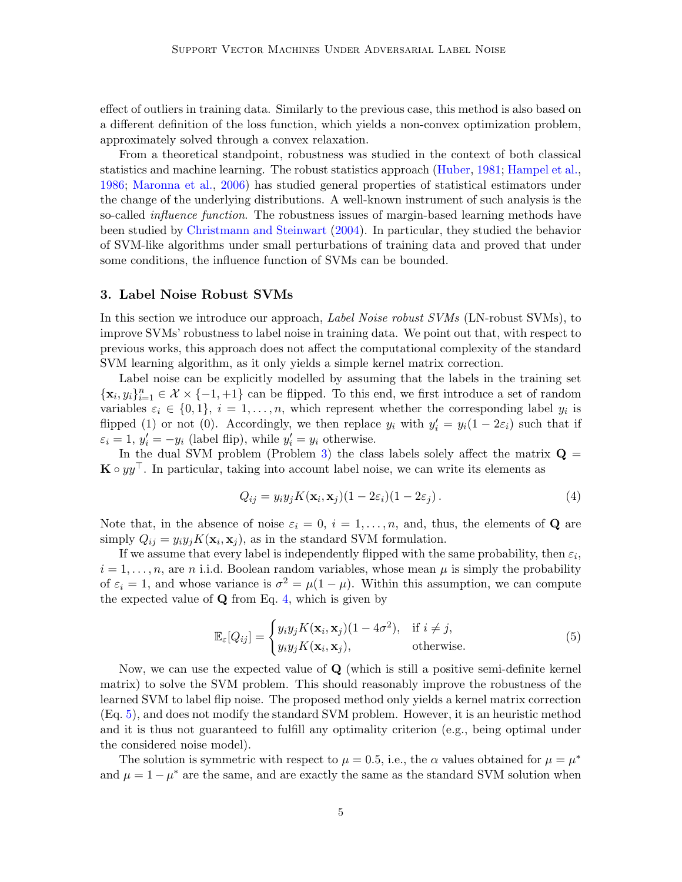effect of outliers in training data. Similarly to the previous case, this method is also based on a different definition of the loss function, which yields a non-convex optimization problem, approximately solved through a convex relaxation.

From a theoretical standpoint, robustness was studied in the context of both classical statistics and machine learning. The robust statistics approach (Huber, 1981; Hampel et al., 1986; Maronna et al., 2006) has studied general properties of statistical estimators under the change of the underlying distributions. A well-known instrument of such analysis is the so-called *influence function*. The robustness issues of margin-based learning methods have been studied by Christmann and Steinwart (2004). In particular, they studied the behavior of SVM-like algorithms under small perturbations of training data and proved that under some conditions, the influence function of SVMs can be bounded.

## 3. Label Noise Robust SVMs

In this section we introduce our approach, *Label Noise robust SVMs* (LN-robust SVMs), to improve SVMs' robustness to label noise in training data. We point out that, with respect to previous works, this approach does not affect the computational complexity of the standard SVM learning algorithm, as it only yields a simple kernel matrix correction.

Label noise can be explicitly modelled by assuming that the labels in the training set $\{\mathbf{x}_i, y_i\}_{i=1}^n \in \mathcal{X} \times \{-1, +1\}$ can be flipped. To this end, we first introduce a set of random variables $\varepsilon_i \in \{0, 1\}$, $i = 1, \ldots, n$, which represent whether the corresponding label $y_i$ is flipped (1) or not (0). Accordingly, we then replace $y_i$ with $y'_i = y_i(1 - 2\varepsilon_i)$ such that if $\varepsilon_i = 1$, $y'_i = -y_i$ (label flip), while $y'_i = y_i$ otherwise.

In the dual SVM problem (Problem 3) the class labels solely affect the matrix $\mathbf{Q} = \mathbf{K} \circ yy^\top$. In particular, taking into account label noise, we can write its elements as

$$Q_{ij} = y_i y_j K(\mathbf{x}_i, \mathbf{x}_j)(1 - 2\varepsilon_i)(1 - 2\varepsilon_j)\,. \tag{4}$$

Note that, in the absence of noise $\varepsilon_i = 0$, $i = 1, \ldots, n$, and, thus, the elements of $\mathbf{Q}$ are simply $Q_{ij} = y_i y_j K(\mathbf{x}_i, \mathbf{x}_j)$, as in the standard SVM formulation.

If we assume that every label is independently flipped with the same probability, then $\varepsilon_i$, $i = 1, \ldots, n$, are $n$ i.i.d. Boolean random variables, whose mean $\mu$ is simply the probability of $\varepsilon_i = 1$, and whose variance is $\sigma^2 = \mu(1 - \mu)$. Within this assumption, we can compute the expected value of $\mathbf{Q}$ from Eq. 4, which is given by

$$\mathbb{E}_\varepsilon[Q_{ij}] = \begin{cases} y_i y_j K(\mathbf{x}_i, \mathbf{x}_j)(1 - 4\sigma^2), & \text{if } i \neq j, \\ y_i y_j K(\mathbf{x}_i, \mathbf{x}_j), & \text{otherwise.} \end{cases} \tag{5}$$

Now, we can use the expected value of $\mathbf{Q}$ (which is still a positive semi-definite kernel matrix) to solve the SVM problem. This should reasonably improve the robustness of the learned SVM to label flip noise. The proposed method only yields a kernel matrix correction (Eq. 5), and does not modify the standard SVM problem. However, it is an heuristic method and it is thus not guaranteed to fulfill any optimality criterion (e.g., being optimal under the considered noise model).

The solution is symmetric with respect to $\mu = 0.5$, i.e., the $\alpha$ values obtained for $\mu = \mu^*$ and $\mu = 1 - \mu^*$ are the same, and are exactly the same as the standard SVM solution when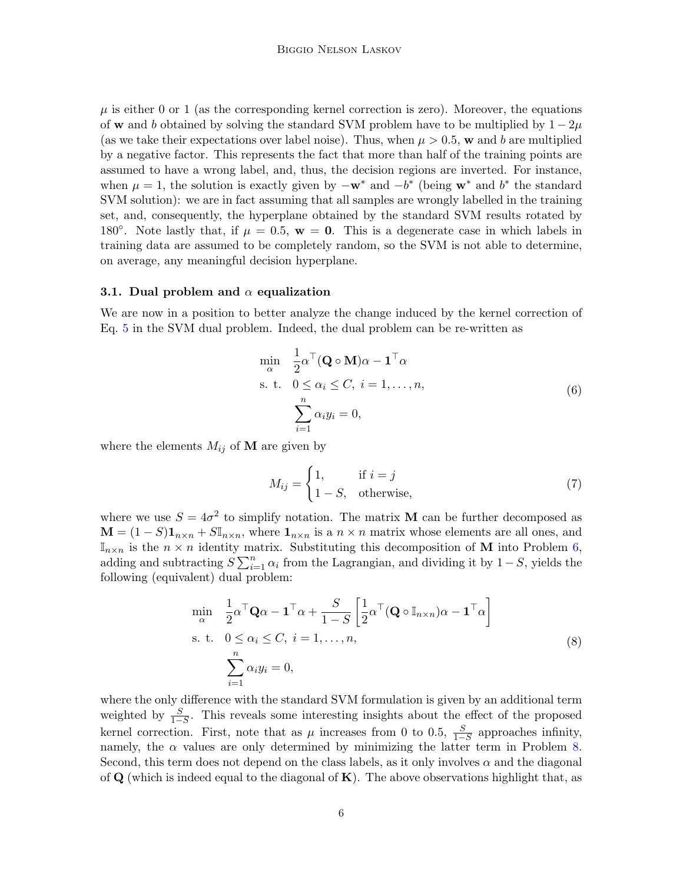$\mu$ is either 0 or 1 (as the corresponding kernel correction is zero). Moreover, the equations of $\mathbf{w}$ and $b$ obtained by solving the standard SVM problem have to be multiplied by $1 - 2\mu$ (as we take their expectations over label noise). Thus, when $\mu > 0.5$, $\mathbf{w}$ and $b$ are multiplied by a negative factor. This represents the fact that more than half of the training points are assumed to have a wrong label, and, thus, the decision regions are inverted. For instance, when $\mu = 1$, the solution is exactly given by $-\mathbf{w}^*$ and $-b^*$ (being $\mathbf{w}^*$ and $b^*$ the standard SVM solution): we are in fact assuming that all samples are wrongly labelled in the training set, and, consequently, the hyperplane obtained by the standard SVM results rotated by 180°. Note lastly that, if $\mu = 0.5$, $\mathbf{w} = \mathbf{0}$. This is a degenerate case in which labels in training data are assumed to be completely random, so the SVM is not able to determine, on average, any meaningful decision hyperplane.

### 3.1. Dual problem and $\alpha$ equalization

We are now in a position to better analyze the change induced by the kernel correction of Eq. 5 in the SVM dual problem. Indeed, the dual problem can be re-written as

$$
\begin{aligned}
\min_{\alpha} \quad & \frac{1}{2}\alpha^\top (\mathbf{Q} \circ \mathbf{M})\alpha - \mathbf{1}^\top \alpha \\
\text{s. t.} \quad & 0 \leq \alpha_i \leq C, \ i = 1, \ldots, n, \\
& \sum_{i=1}^{n} \alpha_i y_i = 0,
\end{aligned}
\tag{6}
$$

where the elements $M_{ij}$ of $\mathbf{M}$ are given by

$$
M_{ij} = \begin{cases} 1, & \text{if } i = j \\ 1 - S, & \text{otherwise,} \end{cases}
\tag{7}
$$

where we use $S = 4\sigma^2$ to simplify notation. The matrix $\mathbf{M}$ can be further decomposed as $\mathbf{M} = (1 - S)\mathbf{1}_{n \times n} + S\mathbb{I}_{n \times n}$, where $\mathbf{1}_{n \times n}$ is a $n \times n$ matrix whose elements are all ones, and $\mathbb{I}_{n \times n}$ is the $n \times n$ identity matrix. Substituting this decomposition of $\mathbf{M}$ into Problem 6, adding and subtracting $S \sum_{i=1}^{n} \alpha_i$ from the Lagrangian, and dividing it by $1 - S$, yields the following (equivalent) dual problem:

$$
\begin{aligned}
\min_{\alpha} \quad & \frac{1}{2}\alpha^\top \mathbf{Q}\alpha - \mathbf{1}^\top \alpha + \frac{S}{1 - S}\left[\frac{1}{2}\alpha^\top (\mathbf{Q} \circ \mathbb{I}_{n \times n})\alpha - \mathbf{1}^\top \alpha\right] \\
\text{s. t.} \quad & 0 \leq \alpha_i \leq C, \ i = 1, \ldots, n, \\
& \sum_{i=1}^{n} \alpha_i y_i = 0,
\end{aligned}
\tag{8}
$$

where the only difference with the standard SVM formulation is given by an additional term weighted by $\frac{S}{1-S}$. This reveals some interesting insights about the effect of the proposed kernel correction. First, note that as $\mu$ increases from 0 to 0.5, $\frac{S}{1-S}$ approaches infinity, namely, the $\alpha$ values are only determined by minimizing the latter term in Problem 8. Second, this term does not depend on the class labels, as it only involves $\alpha$ and the diagonal of $\mathbf{Q}$ (which is indeed equal to the diagonal of $\mathbf{K}$). The above observations highlight that, as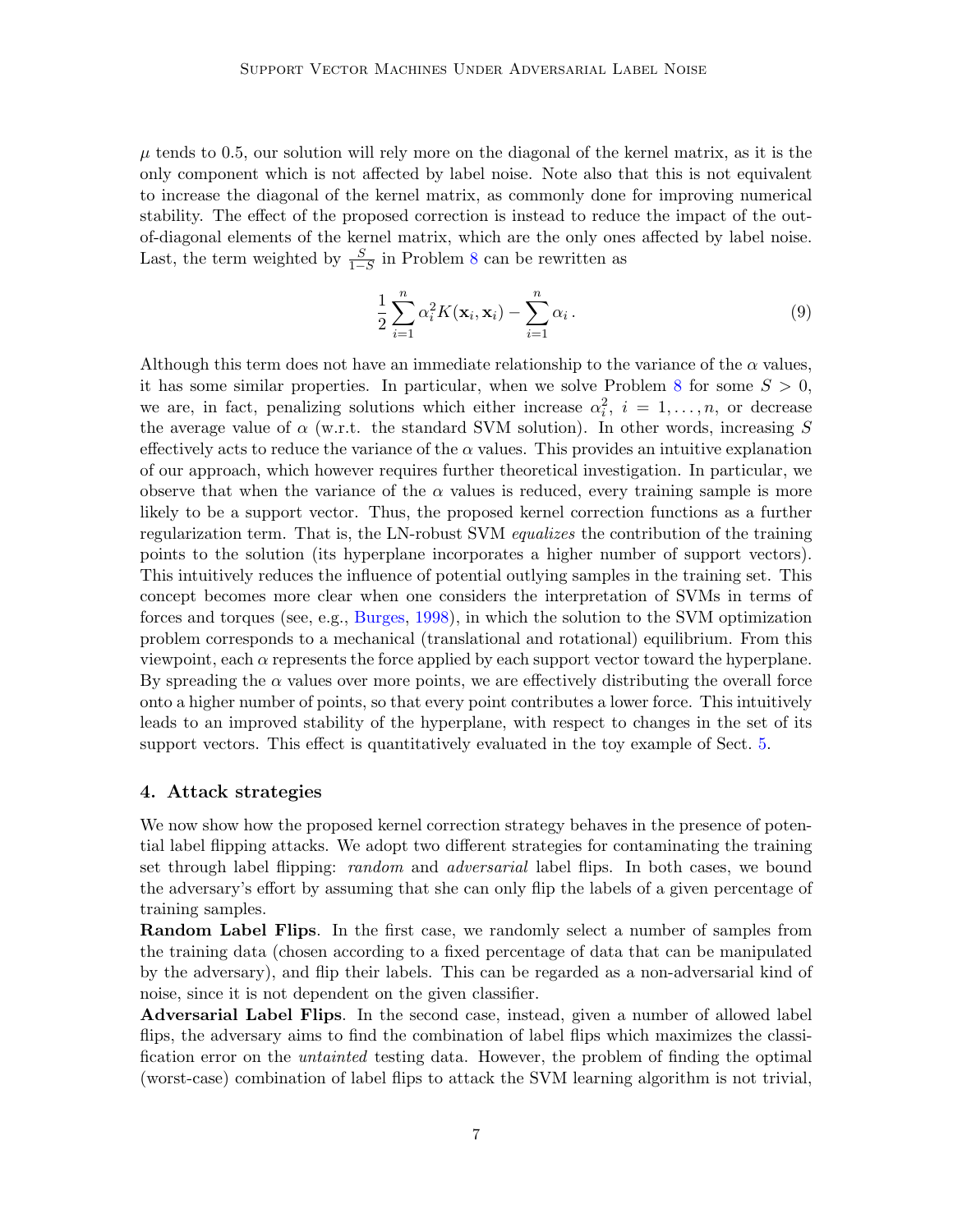$\mu$ tends to 0.5, our solution will rely more on the diagonal of the kernel matrix, as it is the only component which is not affected by label noise. Note also that this is not equivalent to increase the diagonal of the kernel matrix, as commonly done for improving numerical stability. The effect of the proposed correction is instead to reduce the impact of the out-of-diagonal elements of the kernel matrix, which are the only ones affected by label noise. Last, the term weighted by $\frac{S}{1-S}$ in Problem 8 can be rewritten as

$$\frac{1}{2}\sum_{i=1}^{n} \alpha_i^2 K(\mathbf{x}_i, \mathbf{x}_i) - \sum_{i=1}^{n} \alpha_i \,. \tag{9}$$

Although this term does not have an immediate relationship to the variance of the $\alpha$ values, it has some similar properties. In particular, when we solve Problem 8 for some $S > 0$, we are, in fact, penalizing solutions which either increase $\alpha_i^2$, $i = 1, \ldots, n$, or decrease the average value of $\alpha$ (w.r.t. the standard SVM solution). In other words, increasing $S$ effectively acts to reduce the variance of the $\alpha$ values. This provides an intuitive explanation of our approach, which however requires further theoretical investigation. In particular, we observe that when the variance of the $\alpha$ values is reduced, every training sample is more likely to be a support vector. Thus, the proposed kernel correction functions as a further regularization term. That is, the LN-robust SVM *equalizes* the contribution of the training points to the solution (its hyperplane incorporates a higher number of support vectors). This intuitively reduces the influence of potential outlying samples in the training set. This concept becomes more clear when one considers the interpretation of SVMs in terms of forces and torques (see, e.g., Burges, 1998), in which the solution to the SVM optimization problem corresponds to a mechanical (translational and rotational) equilibrium. From this viewpoint, each $\alpha$ represents the force applied by each support vector toward the hyperplane. By spreading the $\alpha$ values over more points, we are effectively distributing the overall force onto a higher number of points, so that every point contributes a lower force. This intuitively leads to an improved stability of the hyperplane, with respect to changes in the set of its support vectors. This effect is quantitatively evaluated in the toy example of Sect. 5.

## 4. Attack strategies

We now show how the proposed kernel correction strategy behaves in the presence of potential label flipping attacks. We adopt two different strategies for contaminating the training set through label flipping: *random* and *adversarial* label flips. In both cases, we bound the adversary's effort by assuming that she can only flip the labels of a given percentage of training samples.

**Random Label Flips**. In the first case, we randomly select a number of samples from the training data (chosen according to a fixed percentage of data that can be manipulated by the adversary), and flip their labels. This can be regarded as a non-adversarial kind of noise, since it is not dependent on the given classifier.

**Adversarial Label Flips**. In the second case, instead, given a number of allowed label flips, the adversary aims to find the combination of label flips which maximizes the classification error on the *untainted* testing data. However, the problem of finding the optimal (worst-case) combination of label flips to attack the SVM learning algorithm is not trivial,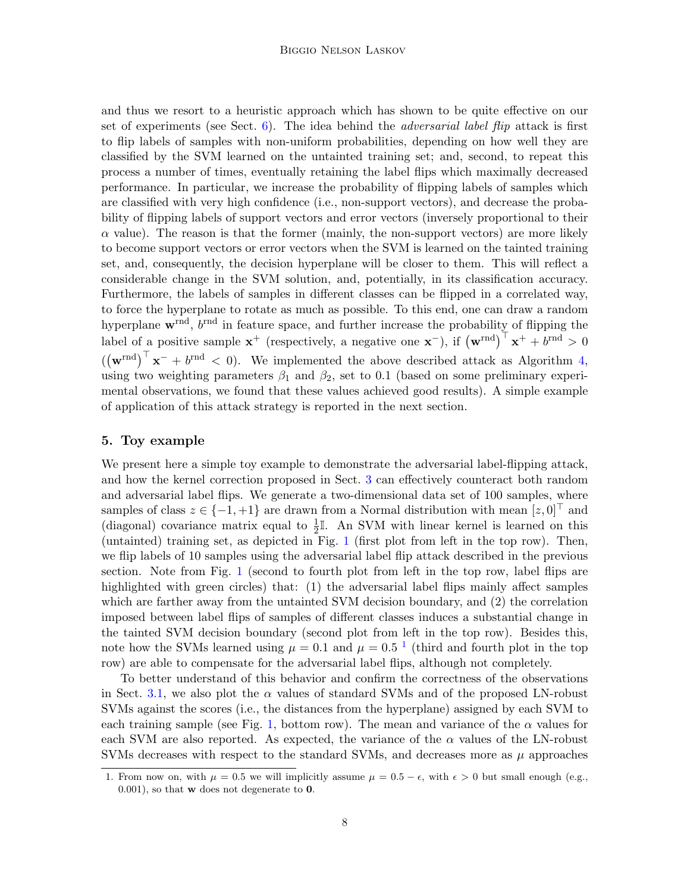and thus we resort to a heuristic approach which has shown to be quite effective on our set of experiments (see Sect. 6). The idea behind the *adversarial label flip* attack is first to flip labels of samples with non-uniform probabilities, depending on how well they are classified by the SVM learned on the untainted training set; and, second, to repeat this process a number of times, eventually retaining the label flips which maximally decreased performance. In particular, we increase the probability of flipping labels of samples which are classified with very high confidence (i.e., non-support vectors), and decrease the probability of flipping labels of support vectors and error vectors (inversely proportional to their $\alpha$ value). The reason is that the former (mainly, the non-support vectors) are more likely to become support vectors or error vectors when the SVM is learned on the tainted training set, and, consequently, the decision hyperplane will be closer to them. This will reflect a considerable change in the SVM solution, and, potentially, in its classification accuracy. Furthermore, the labels of samples in different classes can be flipped in a correlated way, to force the hyperplane to rotate as much as possible. To this end, one can draw a random hyperplane $\mathbf{w}^{\text{rnd}}$, $b^{\text{rnd}}$ in feature space, and further increase the probability of flipping the label of a positive sample $\mathbf{x}^+$ (respectively, a negative one $\mathbf{x}^-$), if $\left(\mathbf{w}^{\text{rnd}}\right)^\top \mathbf{x}^+ + b^{\text{rnd}} > 0$ $(\left(\mathbf{w}^{\text{rnd}}\right)^\top \mathbf{x}^- + b^{\text{rnd}} < 0)$. We implemented the above described attack as Algorithm 4, using two weighting parameters $\beta_1$ and $\beta_2$, set to 0.1 (based on some preliminary experimental observations, we found that these values achieved good results). A simple example of application of this attack strategy is reported in the next section.

## 5. Toy example

We present here a simple toy example to demonstrate the adversarial label-flipping attack, and how the kernel correction proposed in Sect. 3 can effectively counteract both random and adversarial label flips. We generate a two-dimensional data set of 100 samples, where samples of class $z \in \{-1, +1\}$ are drawn from a Normal distribution with mean $[z, 0]^\top$ and (diagonal) covariance matrix equal to $\frac{1}{2}\mathbb{I}$. An SVM with linear kernel is learned on this (untainted) training set, as depicted in Fig. 1 (first plot from left in the top row). Then, we flip labels of 10 samples using the adversarial label flip attack described in the previous section. Note from Fig. 1 (second to fourth plot from left in the top row, label flips are highlighted with green circles) that: (1) the adversarial label flips mainly affect samples which are farther away from the untainted SVM decision boundary, and (2) the correlation imposed between label flips of samples of different classes induces a substantial change in the tainted SVM decision boundary (second plot from left in the top row). Besides this, note how the SVMs learned using $\mu = 0.1$ and $\mu = 0.5$ [1] (third and fourth plot in the top row) are able to compensate for the adversarial label flips, although not completely.

To better understand of this behavior and confirm the correctness of the observations in Sect. 3.1, we also plot the $\alpha$ values of standard SVMs and of the proposed LN-robust SVMs against the scores (i.e., the distances from the hyperplane) assigned by each SVM to each training sample (see Fig. 1, bottom row). The mean and variance of the $\alpha$ values for each SVM are also reported. As expected, the variance of the $\alpha$ values of the LN-robust SVMs decreases with respect to the standard SVMs, and decreases more as $\mu$ approaches

1. From now on, with $\mu = 0.5$ we will implicitly assume $\mu = 0.5 - \epsilon$, with $\epsilon > 0$ but small enough (e.g., 0.001), so that $\mathbf{w}$ does not degenerate to $\mathbf{0}$.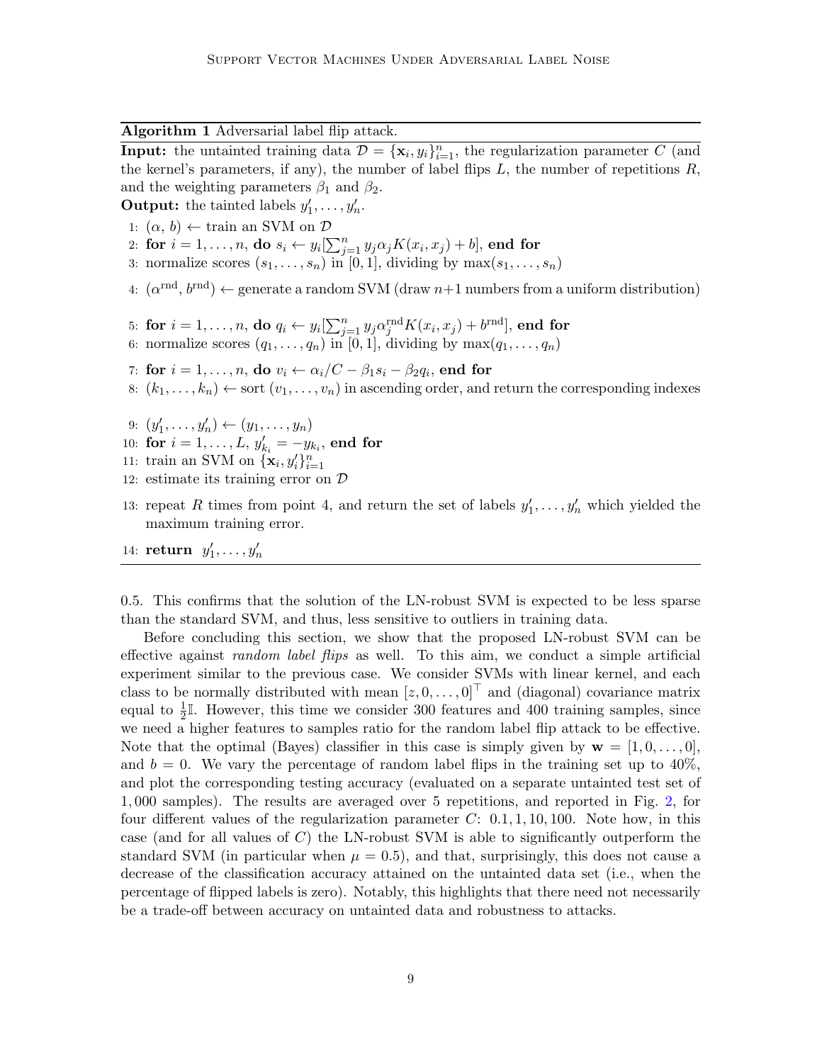**Algorithm 1** Adversarial label flip attack.

**Input:** the untainted training data $\mathcal{D} = \{\mathbf{x}_i, y_i\}_{i=1}^n$, the regularization parameter $C$ (and the kernel's parameters, if any), the number of label flips $L$, the number of repetitions $R$, and the weighting parameters $\beta_1$ and $\beta_2$.

**Output:** the tainted labels $y'_1, \dots, y'_n$.

1: $(\alpha, b) \leftarrow$ train an SVM on $\mathcal{D}$
2: **for** $i = 1, \dots, n$, **do** $s_i \leftarrow y_i[\sum_{j=1}^n y_j \alpha_j K(x_i, x_j) + b]$, **end for**
3: normalize scores $(s_1, \dots, s_n)$ in $[0, 1]$, dividing by $\max(s_1, \dots, s_n)$
4: $(\alpha^{\text{rnd}}, b^{\text{rnd}}) \leftarrow$ generate a random SVM (draw $n+1$ numbers from a uniform distribution)
5: **for** $i = 1, \dots, n$, **do** $q_i \leftarrow y_i[\sum_{j=1}^n y_j \alpha_j^{\text{rnd}} K(x_i, x_j) + b^{\text{rnd}}]$, **end for**
6: normalize scores $(q_1, \dots, q_n)$ in $[0, 1]$, dividing by $\max(q_1, \dots, q_n)$
7: **for** $i = 1, \dots, n$, **do** $v_i \leftarrow \alpha_i / C - \beta_1 s_i - \beta_2 q_i$, **end for**
8: $(k_1, \dots, k_n) \leftarrow$ sort $(v_1, \dots, v_n)$ in ascending order, and return the corresponding indexes
9: $(y'_1, \dots, y'_n) \leftarrow (y_1, \dots, y_n)$
10: **for** $i = 1, \dots, L$, $y'_{k_i} = -y_{k_i}$, **end for**
11: train an SVM on $\{\mathbf{x}_i, y'_i\}_{i=1}^n$
12: estimate its training error on $\mathcal{D}$
13: repeat $R$ times from point 4, and return the set of labels $y'_1, \dots, y'_n$ which yielded the maximum training error.
14: **return** $y'_1, \dots, y'_n$

0.5. This confirms that the solution of the LN-robust SVM is expected to be less sparse than the standard SVM, and thus, less sensitive to outliers in training data.

Before concluding this section, we show that the proposed LN-robust SVM can be effective against *random label flips* as well. To this aim, we conduct a simple artificial experiment similar to the previous case. We consider SVMs with linear kernel, and each class to be normally distributed with mean $[z, 0, \dots, 0]^\top$ and (diagonal) covariance matrix equal to $\frac{1}{2}\mathbb{I}$. However, this time we consider 300 features and 400 training samples, since we need a higher features to samples ratio for the random label flip attack to be effective. Note that the optimal (Bayes) classifier in this case is simply given by $\mathbf{w} = [1, 0, \dots, 0]$, and $b = 0$. We vary the percentage of random label flips in the training set up to 40%, and plot the corresponding testing accuracy (evaluated on a separate untainted test set of 1,000 samples). The results are averaged over 5 repetitions, and reported in Fig. 2, for four different values of the regularization parameter $C$: 0.1, 1, 10, 100. Note how, in this case (and for all values of $C$) the LN-robust SVM is able to significantly outperform the standard SVM (in particular when $\mu = 0.5$), and that, surprisingly, this does not cause a decrease of the classification accuracy attained on the untainted data set (i.e., when the percentage of flipped labels is zero). Notably, this highlights that there need not necessarily be a trade-off between accuracy on untainted data and robustness to attacks.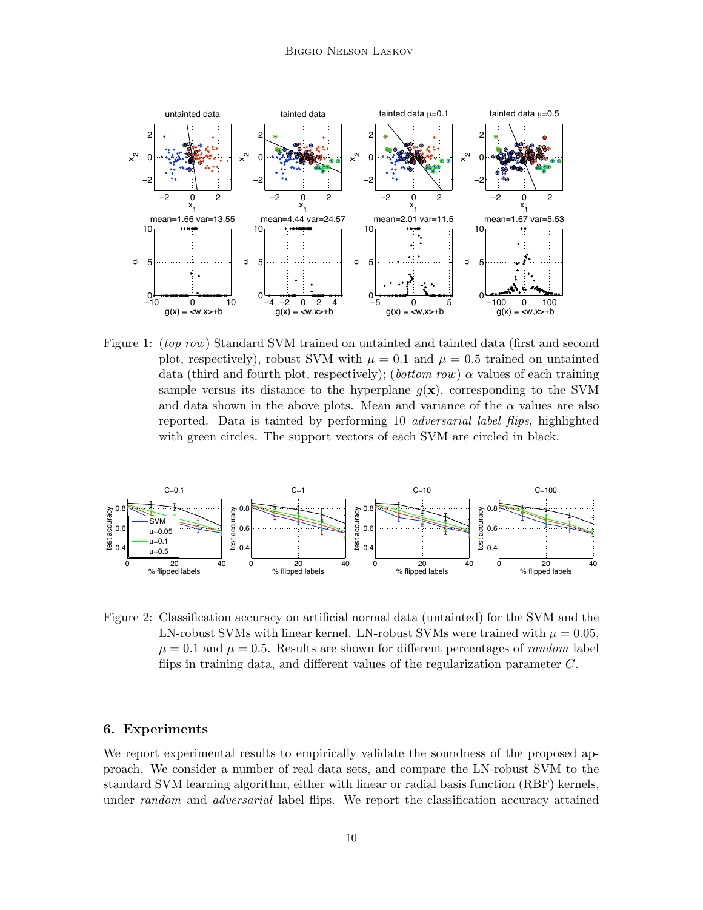Figure 1: (*top row*) Standard SVM trained on untainted and tainted data (first and second plot, respectively), robust SVM with $\mu = 0.1$ and $\mu = 0.5$ trained on untainted data (third and fourth plot, respectively); (*bottom row*) $\alpha$ values of each training sample versus its distance to the hyperplane $g(\mathbf{x})$, corresponding to the SVM and data shown in the above plots. Mean and variance of the $\alpha$ values are also reported. Data is tainted by performing 10 *adversarial label flips*, highlighted with green circles. The support vectors of each SVM are circled in black.

Figure 2: Classification accuracy on artificial normal data (untainted) for the SVM and the LN-robust SVMs with linear kernel. LN-robust SVMs were trained with $\mu = 0.05$, $\mu = 0.1$ and $\mu = 0.5$. Results are shown for different percentages of *random* label flips in training data, and different values of the regularization parameter $C$.

## 6. Experiments

We report experimental results to empirically validate the soundness of the proposed approach. We consider a number of real data sets, and compare the LN-robust SVM to the standard SVM learning algorithm, either with linear or radial basis function (RBF) kernels, under *random* and *adversarial* label flips. We report the classification accuracy attained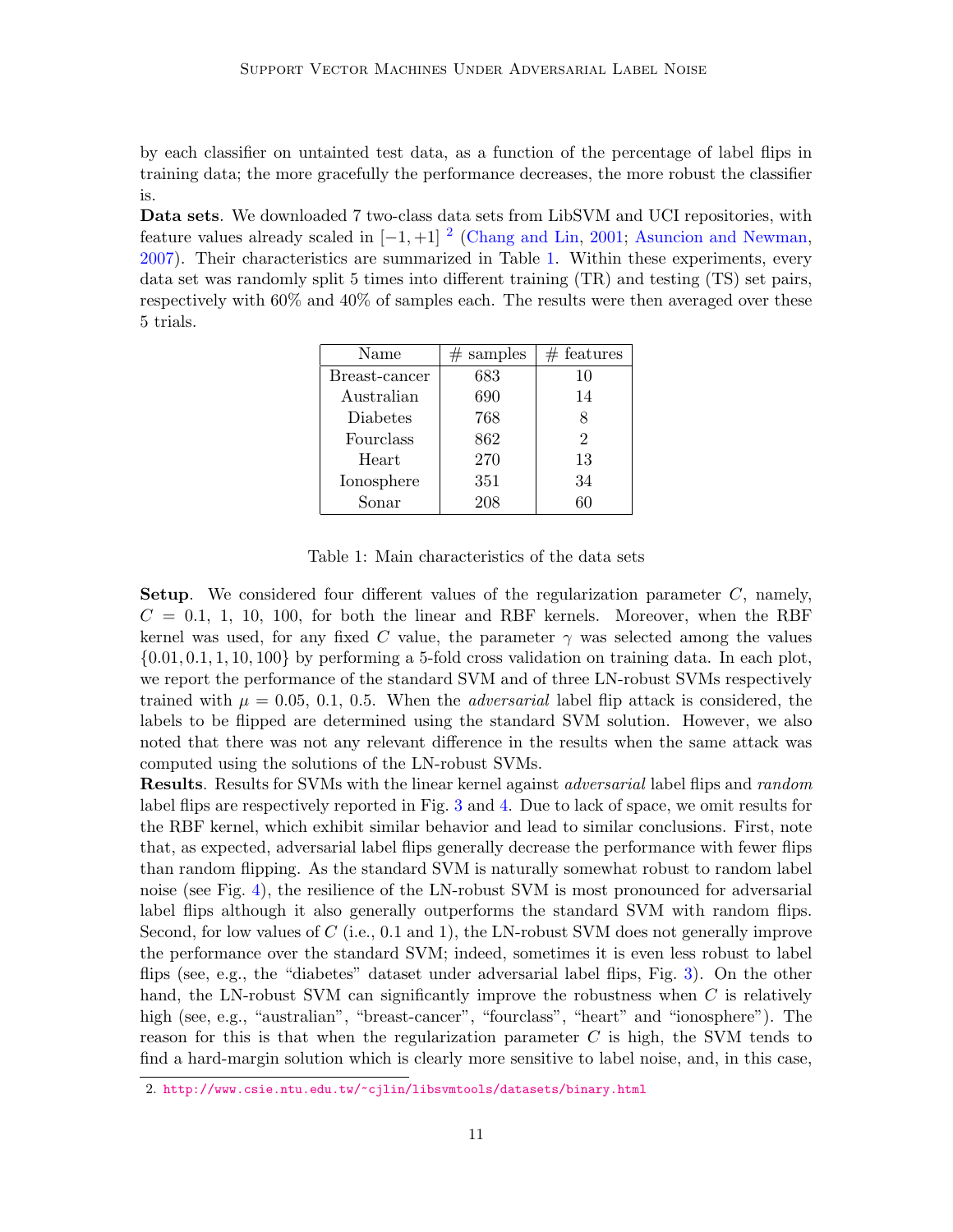by each classifier on untainted test data, as a function of the percentage of label flips in training data; the more gracefully the performance decreases, the more robust the classifier is.

**Data sets**. We downloaded 7 two-class data sets from LibSVM and UCI repositories, with feature values already scaled in $[-1, +1]$ [2] (Chang and Lin, 2001; Asuncion and Newman, 2007). Their characteristics are summarized in Table 1. Within these experiments, every data set was randomly split 5 times into different training (TR) and testing (TS) set pairs, respectively with 60% and 40% of samples each. The results were then averaged over these 5 trials.

| Name | # samples | # features |
|---|---|---|
| Breast-cancer | 683 | 10 |
| Australian | 690 | 14 |
| Diabetes | 768 | 8 |
| Fourclass | 862 | 2 |
| Heart | 270 | 13 |
| Ionosphere | 351 | 34 |
| Sonar | 208 | 60 |

Table 1: Main characteristics of the data sets

**Setup**. We considered four different values of the regularization parameter $C$, namely, $C = 0.1,\ 1,\ 10,\ 100$, for both the linear and RBF kernels. Moreover, when the RBF kernel was used, for any fixed $C$ value, the parameter $\gamma$ was selected among the values $\{0.01, 0.1, 1, 10, 100\}$ by performing a 5-fold cross validation on training data. In each plot, we report the performance of the standard SVM and of three LN-robust SVMs respectively trained with $\mu = 0.05,\ 0.1,\ 0.5$. When the *adversarial* label flip attack is considered, the labels to be flipped are determined using the standard SVM solution. However, we also noted that there was not any relevant difference in the results when the same attack was computed using the solutions of the LN-robust SVMs.

**Results**. Results for SVMs with the linear kernel against *adversarial* label flips and *random* label flips are respectively reported in Fig. 3 and 4. Due to lack of space, we omit results for the RBF kernel, which exhibit similar behavior and lead to similar conclusions. First, note that, as expected, adversarial label flips generally decrease the performance with fewer flips than random flipping. As the standard SVM is naturally somewhat robust to random label noise (see Fig. 4), the resilience of the LN-robust SVM is most pronounced for adversarial label flips although it also generally outperforms the standard SVM with random flips. Second, for low values of $C$ (i.e., 0.1 and 1), the LN-robust SVM does not generally improve the performance over the standard SVM; indeed, sometimes it is even less robust to label flips (see, e.g., the "diabetes" dataset under adversarial label flips, Fig. 3). On the other hand, the LN-robust SVM can significantly improve the robustness when $C$ is relatively high (see, e.g., "australian", "breast-cancer", "fourclass", "heart" and "ionosphere"). The reason for this is that when the regularization parameter $C$ is high, the SVM tends to find a hard-margin solution which is clearly more sensitive to label noise, and, in this case,

2. http://www.csie.ntu.edu.tw/~cjlin/libsvmtools/datasets/binary.html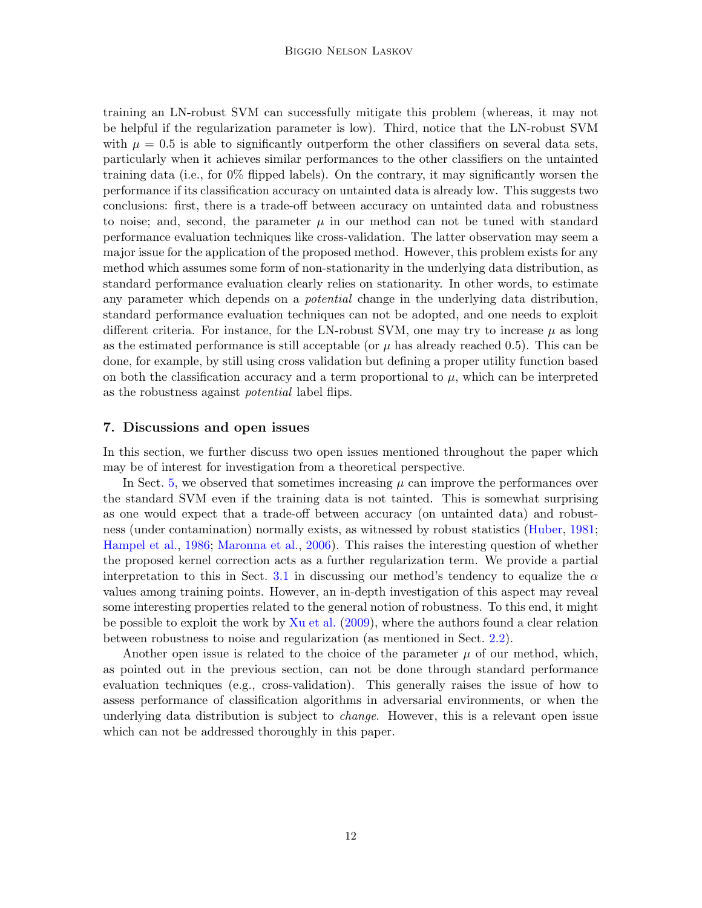training an LN-robust SVM can successfully mitigate this problem (whereas, it may not be helpful if the regularization parameter is low). Third, notice that the LN-robust SVM with $\mu = 0.5$ is able to significantly outperform the other classifiers on several data sets, particularly when it achieves similar performances to the other classifiers on the untainted training data (i.e., for 0% flipped labels). On the contrary, it may significantly worsen the performance if its classification accuracy on untainted data is already low. This suggests two conclusions: first, there is a trade-off between accuracy on untainted data and robustness to noise; and, second, the parameter $\mu$ in our method can not be tuned with standard performance evaluation techniques like cross-validation. The latter observation may seem a major issue for the application of the proposed method. However, this problem exists for any method which assumes some form of non-stationarity in the underlying data distribution, as standard performance evaluation clearly relies on stationarity. In other words, to estimate any parameter which depends on a *potential* change in the underlying data distribution, standard performance evaluation techniques can not be adopted, and one needs to exploit different criteria. For instance, for the LN-robust SVM, one may try to increase $\mu$ as long as the estimated performance is still acceptable (or $\mu$ has already reached 0.5). This can be done, for example, by still using cross validation but defining a proper utility function based on both the classification accuracy and a term proportional to $\mu$, which can be interpreted as the robustness against *potential* label flips.

## 7. Discussions and open issues

In this section, we further discuss two open issues mentioned throughout the paper which may be of interest for investigation from a theoretical perspective.

In Sect. 5, we observed that sometimes increasing $\mu$ can improve the performances over the standard SVM even if the training data is not tainted. This is somewhat surprising as one would expect that a trade-off between accuracy (on untainted data) and robustness (under contamination) normally exists, as witnessed by robust statistics (Huber, 1981; Hampel et al., 1986; Maronna et al., 2006). This raises the interesting question of whether the proposed kernel correction acts as a further regularization term. We provide a partial interpretation to this in Sect. 3.1 in discussing our method's tendency to equalize the $\alpha$ values among training points. However, an in-depth investigation of this aspect may reveal some interesting properties related to the general notion of robustness. To this end, it might be possible to exploit the work by Xu et al. (2009), where the authors found a clear relation between robustness to noise and regularization (as mentioned in Sect. 2.2).

Another open issue is related to the choice of the parameter $\mu$ of our method, which, as pointed out in the previous section, can not be done through standard performance evaluation techniques (e.g., cross-validation). This generally raises the issue of how to assess performance of classification algorithms in adversarial environments, or when the underlying data distribution is subject to *change*. However, this is a relevant open issue which can not be addressed thoroughly in this paper.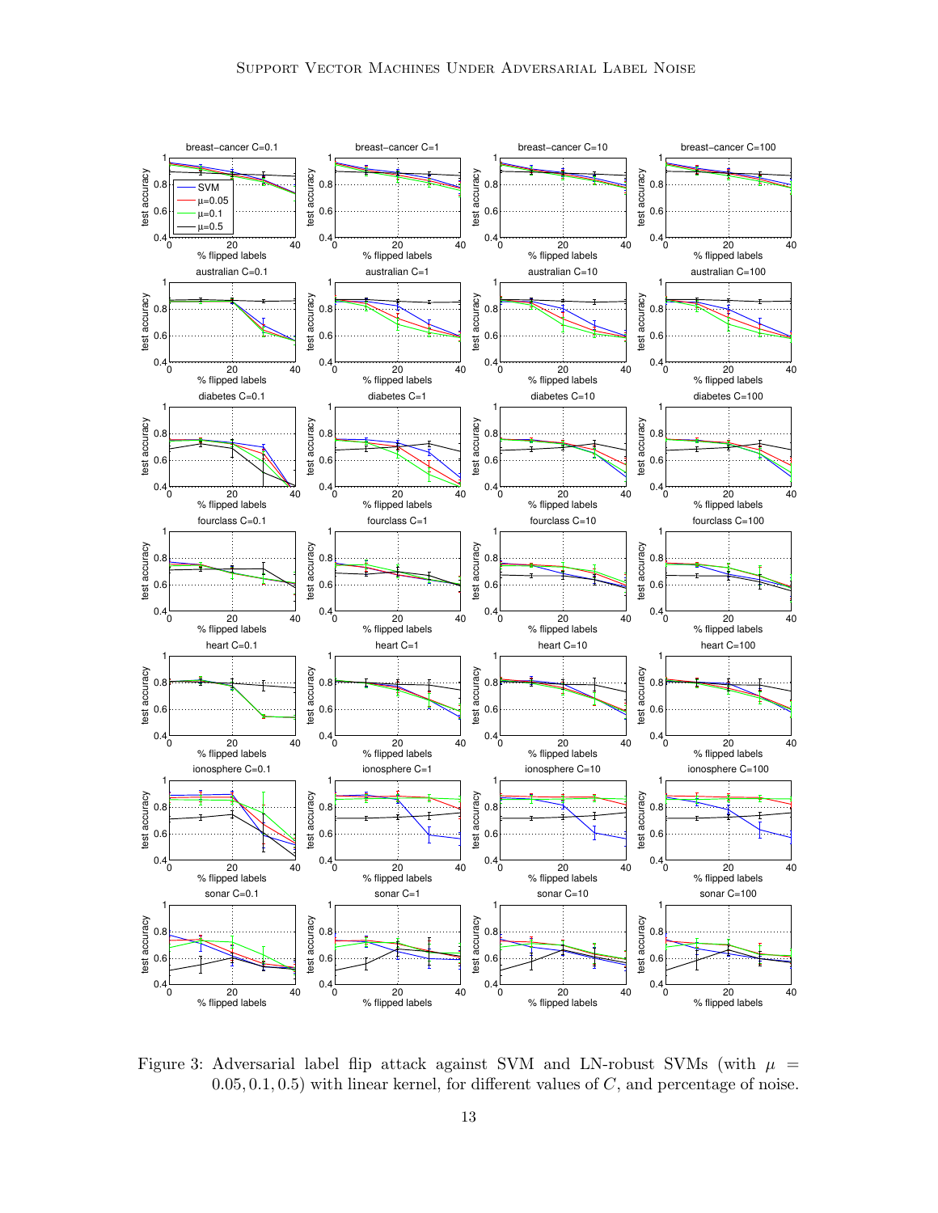Figure 3: Adversarial label flip attack against SVM and LN-robust SVMs (with $\mu = 0.05, 0.1, 0.5$) with linear kernel, for different values of $C$, and percentage of noise.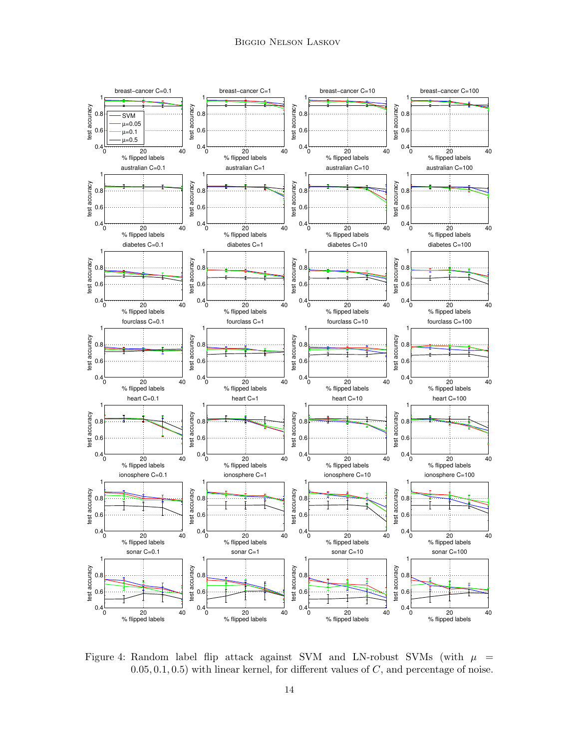Figure 4: Random label flip attack against SVM and LN-robust SVMs (with $\mu = 0.05, 0.1, 0.5$) with linear kernel, for different values of $C$, and percentage of noise.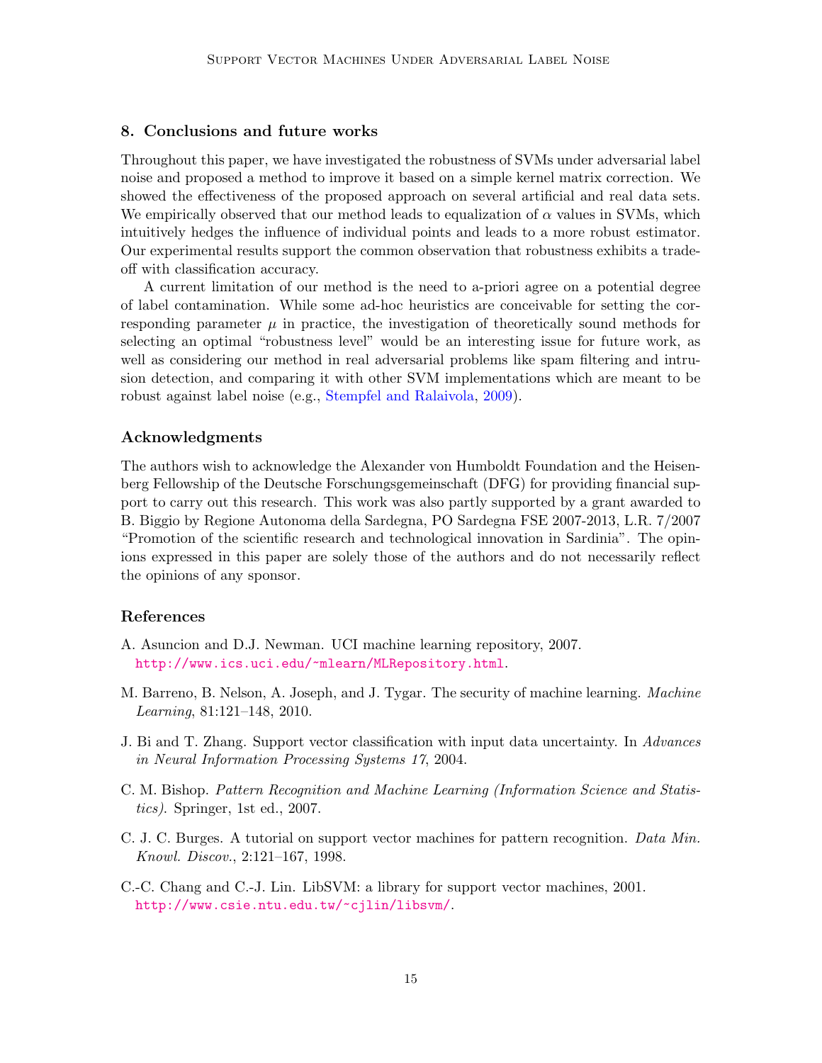## 8. Conclusions and future works

Throughout this paper, we have investigated the robustness of SVMs under adversarial label noise and proposed a method to improve it based on a simple kernel matrix correction. We showed the effectiveness of the proposed approach on several artificial and real data sets. We empirically observed that our method leads to equalization of $\alpha$ values in SVMs, which intuitively hedges the influence of individual points and leads to a more robust estimator. Our experimental results support the common observation that robustness exhibits a trade-off with classification accuracy.

A current limitation of our method is the need to a-priori agree on a potential degree of label contamination. While some ad-hoc heuristics are conceivable for setting the corresponding parameter $\mu$ in practice, the investigation of theoretically sound methods for selecting an optimal "robustness level" would be an interesting issue for future work, as well as considering our method in real adversarial problems like spam filtering and intrusion detection, and comparing it with other SVM implementations which are meant to be robust against label noise (e.g., Stempfel and Ralaivola, 2009).

## Acknowledgments

The authors wish to acknowledge the Alexander von Humboldt Foundation and the Heisenberg Fellowship of the Deutsche Forschungsgemeinschaft (DFG) for providing financial support to carry out this research. This work was also partly supported by a grant awarded to B. Biggio by Regione Autonoma della Sardegna, PO Sardegna FSE 2007-2013, L.R. 7/2007 "Promotion of the scientific research and technological innovation in Sardinia". The opinions expressed in this paper are solely those of the authors and do not necessarily reflect the opinions of any sponsor.

## References

A. Asuncion and D.J. Newman. UCI machine learning repository, 2007. http://www.ics.uci.edu/~mlearn/MLRepository.html.

M. Barreno, B. Nelson, A. Joseph, and J. Tygar. The security of machine learning. *Machine Learning*, 81:121–148, 2010.

J. Bi and T. Zhang. Support vector classification with input data uncertainty. In *Advances in Neural Information Processing Systems 17*, 2004.

C. M. Bishop. *Pattern Recognition and Machine Learning (Information Science and Statistics)*. Springer, 1st ed., 2007.

C. J. C. Burges. A tutorial on support vector machines for pattern recognition. *Data Min. Knowl. Discov.*, 2:121–167, 1998.

C.-C. Chang and C.-J. Lin. LibSVM: a library for support vector machines, 2001. http://www.csie.ntu.edu.tw/~cjlin/libsvm/.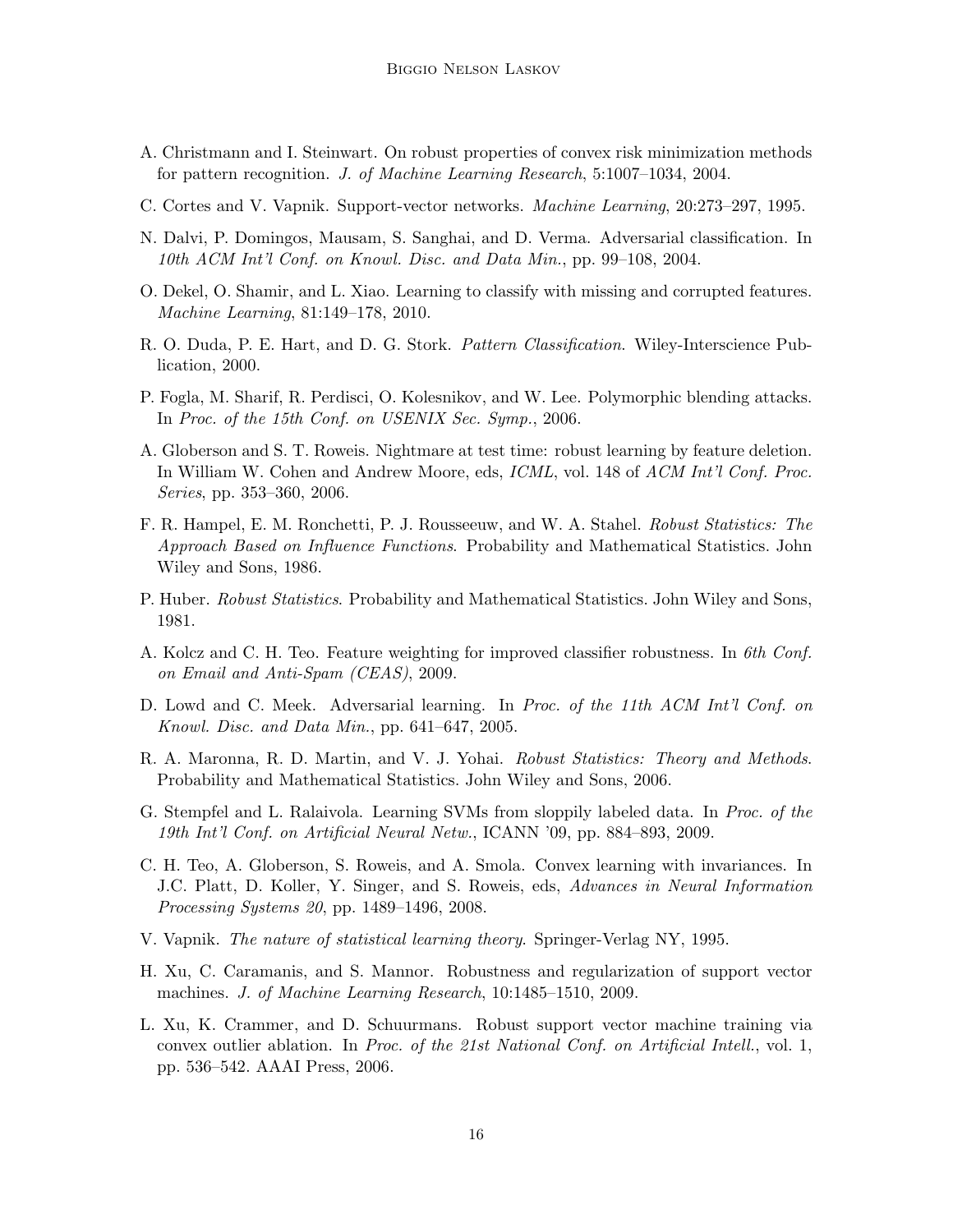A. Christmann and I. Steinwart. On robust properties of convex risk minimization methods for pattern recognition. *J. of Machine Learning Research*, 5:1007–1034, 2004.

C. Cortes and V. Vapnik. Support-vector networks. *Machine Learning*, 20:273–297, 1995.

N. Dalvi, P. Domingos, Mausam, S. Sanghai, and D. Verma. Adversarial classification. In *10th ACM Int'l Conf. on Knowl. Disc. and Data Min.*, pp. 99–108, 2004.

O. Dekel, O. Shamir, and L. Xiao. Learning to classify with missing and corrupted features. *Machine Learning*, 81:149–178, 2010.

R. O. Duda, P. E. Hart, and D. G. Stork. *Pattern Classification*. Wiley-Interscience Publication, 2000.

P. Fogla, M. Sharif, R. Perdisci, O. Kolesnikov, and W. Lee. Polymorphic blending attacks. In *Proc. of the 15th Conf. on USENIX Sec. Symp.*, 2006.

A. Globerson and S. T. Roweis. Nightmare at test time: robust learning by feature deletion. In William W. Cohen and Andrew Moore, eds, *ICML*, vol. 148 of *ACM Int'l Conf. Proc. Series*, pp. 353–360, 2006.

F. R. Hampel, E. M. Ronchetti, P. J. Rousseeuw, and W. A. Stahel. *Robust Statistics: The Approach Based on Influence Functions*. Probability and Mathematical Statistics. John Wiley and Sons, 1986.

P. Huber. *Robust Statistics*. Probability and Mathematical Statistics. John Wiley and Sons, 1981.

A. Kolcz and C. H. Teo. Feature weighting for improved classifier robustness. In *6th Conf. on Email and Anti-Spam (CEAS)*, 2009.

D. Lowd and C. Meek. Adversarial learning. In *Proc. of the 11th ACM Int'l Conf. on Knowl. Disc. and Data Min.*, pp. 641–647, 2005.

R. A. Maronna, R. D. Martin, and V. J. Yohai. *Robust Statistics: Theory and Methods*. Probability and Mathematical Statistics. John Wiley and Sons, 2006.

G. Stempfel and L. Ralaivola. Learning SVMs from sloppily labeled data. In *Proc. of the 19th Int'l Conf. on Artificial Neural Netw.*, ICANN '09, pp. 884–893, 2009.

C. H. Teo, A. Globerson, S. Roweis, and A. Smola. Convex learning with invariances. In J.C. Platt, D. Koller, Y. Singer, and S. Roweis, eds, *Advances in Neural Information Processing Systems 20*, pp. 1489–1496, 2008.

V. Vapnik. *The nature of statistical learning theory*. Springer-Verlag NY, 1995.

H. Xu, C. Caramanis, and S. Mannor. Robustness and regularization of support vector machines. *J. of Machine Learning Research*, 10:1485–1510, 2009.

L. Xu, K. Crammer, and D. Schuurmans. Robust support vector machine training via convex outlier ablation. In *Proc. of the 21st National Conf. on Artificial Intell.*, vol. 1, pp. 536–542. AAAI Press, 2006.